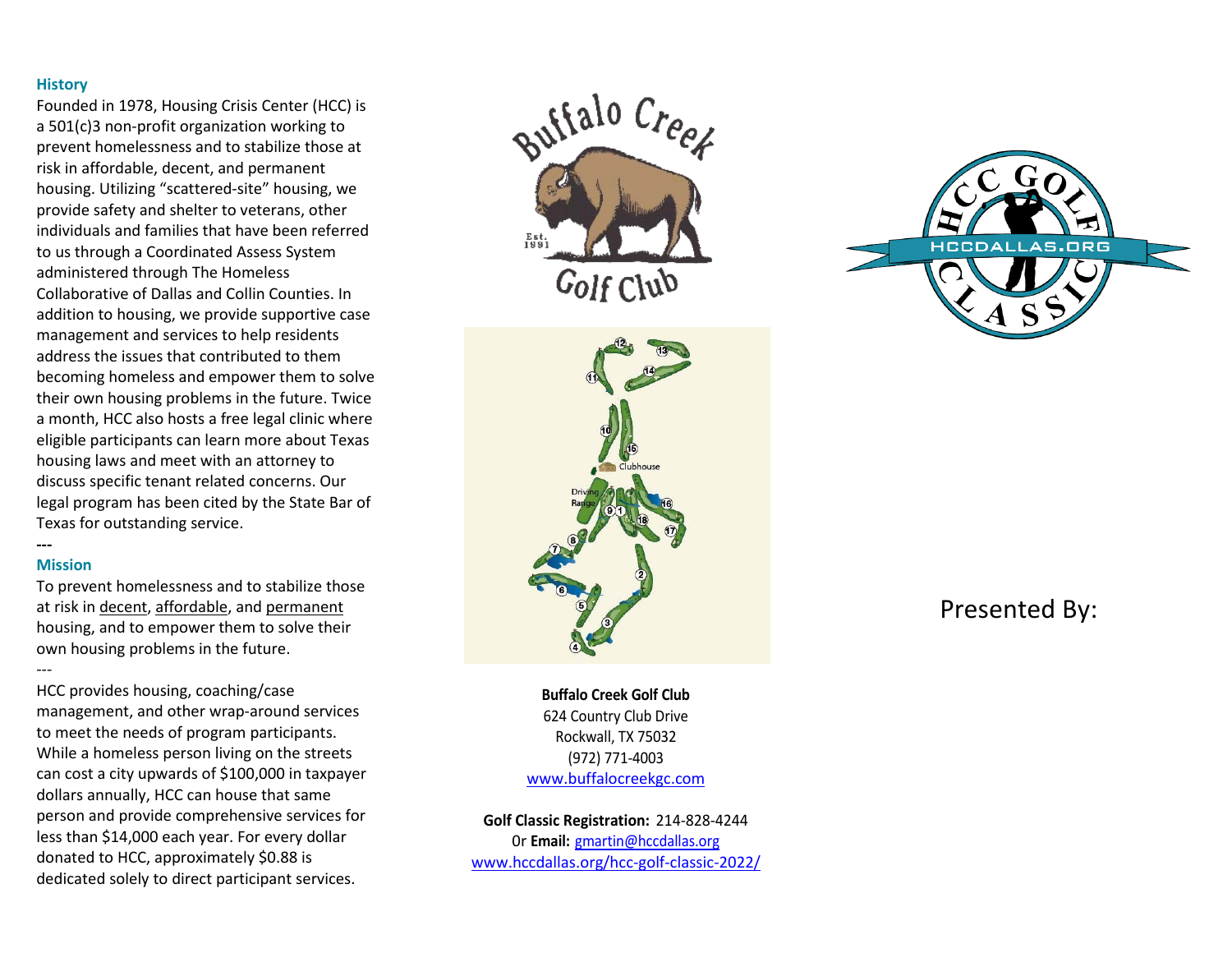## History

Founded in 1978, Housing Crisis Center (HCC) is a 501(c)3 non-profit organization working to prevent homelessness and to stabilize those at risk in affordable, decent, and permanent housing. Utilizing "scattered-site" housing, we provide safety and shelter to veterans, other individuals and families that have been referred to us through a Coordinated Assess System administered through The Homeless Collaborative of Dallas and Collin Counties. In addition to housing, we provide supportive case management and services to help residents address the issues that contributed to them becoming homeless and empower them to solve their own housing problems in the future. Twice a month, HCC also hosts a free legal clinic where eligible participants can learn more about Texas housing laws and meet with an attorney to discuss specific tenant related concerns. Our legal program has been cited by the State Bar of Texas for outstanding service.

---

## Mission

To prevent homelessness and to stabilize those at risk in decent, affordable, and permanent housing, and to empower them to solve their own housing problems in the future.

---

HCC provides housing, coaching/case management, and other wrap-around services to meet the needs of program participants. While a homeless person living on the streets can cost a city upwards of $100,000 in taxpayer dollars annually, HCC can house that same person and provide comprehensive services for less than $14,000 each year. For every dollar donated to HCC, approximately $0.88 is dedicated solely to direct participant services.

Buffalo Creek Golf Club

Est. 1991

**Buffalo Creek Golf Club**
624 Country Club Drive
Rockwall, TX 75032
(972) 771-4003
www.buffalocreekgc.com

**Golf Classic Registration:** 214-828-4244
Or **Email:** gmartin@hccdallas.org
www.hccdallas.org/hcc-golf-classic-2022/

HCC GOLF CLASSIC
HCCDALLAS.ORG

Presented By: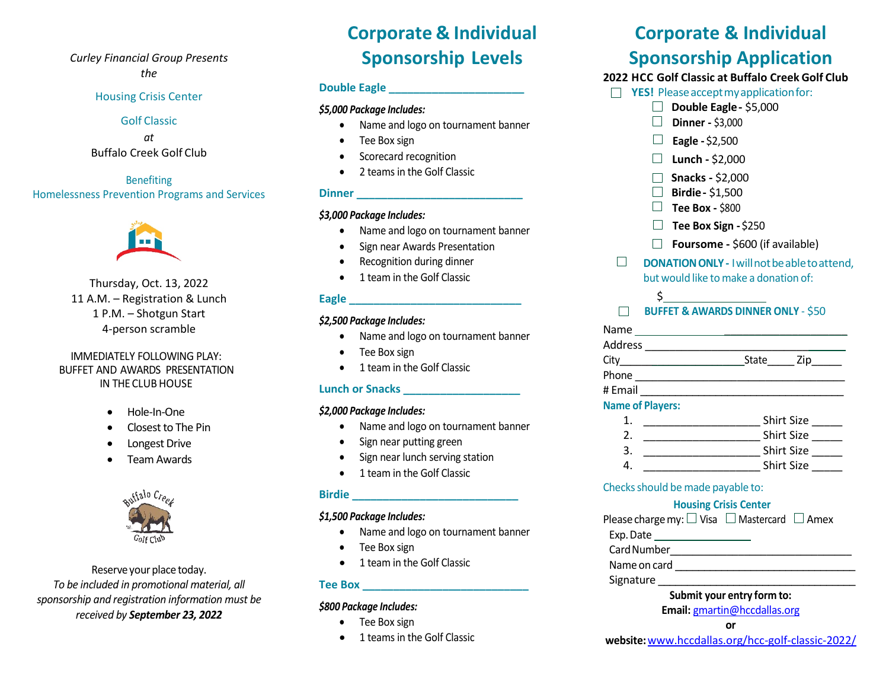*Curley Financial Group Presents*
*the*

Housing Crisis Center

Golf Classic

*at*

Buffalo Creek Golf Club

Benefiting
Homelessness Prevention Programs and Services

Thursday, Oct. 13, 2022
11 A.M. – Registration & Lunch
1 P.M. – Shotgun Start
4-person scramble

IMMEDIATELY FOLLOWING PLAY:
BUFFET AND AWARDS PRESENTATION
IN THE CLUB HOUSE

- Hole-In-One
- Closest to The Pin
- Longest Drive
- Team Awards

Reserve your place today.
*To be included in promotional material, all sponsorship and registration information must be received by **September 23, 2022***

# Corporate & Individual Sponsorship Levels

**Double Eagle** ______________________

***$5,000 Package Includes:***

- Name and logo on tournament banner
- Tee Box sign
- Scorecard recognition
- 2 teams in the Golf Classic

**Dinner** ____________________________

***$3,000 Package Includes:***

- Name and logo on tournament banner
- Sign near Awards Presentation
- Recognition during dinner
- 1 team in the Golf Classic

**Eagle** _____________________________

***$2,500 Package Includes:***

- Name and logo on tournament banner
- Tee Box sign
- 1 team in the Golf Classic

**Lunch or Snacks** ___________________

***$2,000 Package Includes:***

- Name and logo on tournament banner
- Sign near putting green
- Sign near lunch serving station
- 1 team in the Golf Classic

**Birdie** ____________________________

***$1,500 Package Includes:***

- Name and logo on tournament banner
- Tee Box sign
- 1 team in the Golf Classic

**Tee Box** ___________________________

***$800 Package Includes:***

- Tee Box sign
- 1 teams in the Golf Classic

# Corporate & Individual Sponsorship Application

**2022 HCC Golf Classic at Buffalo Creek Golf Club**

☐ **YES!** Please accept my application for:

- ☐ **Double Eagle -** $5,000
- ☐ **Dinner -** $3,000
- ☐ **Eagle -** $2,500
- ☐ **Lunch -** $2,000
- ☐ **Snacks -** $2,000
- ☐ **Birdie -** $1,500
- ☐ **Tee Box -** $800
- ☐ **Tee Box Sign -** $250
- ☐ **Foursome -** $600 (if available)

☐ **DONATION ONLY -** I will not be able to attend, but would like to make a donation of:

$_________________

☐ **BUFFET & AWARDS DINNER ONLY** - $50

Name ______________________________________
Address ____________________________________
City_____________________State_____ Zip_____
Phone ______________________________________
# Email _____________________________________

**Name of Players:**

1. ____________________ Shirt Size _____
2. ____________________ Shirt Size _____
3. ____________________ Shirt Size _____
4. ____________________ Shirt Size _____

Checks should be made payable to:

**Housing Crisis Center**

Please charge my: ☐ Visa ☐ Mastercard ☐ Amex
Exp. Date ________________
Card Number______________________________
Name on card _____________________________
Signature _________________________________

**Submit your entry form to:**
**Email:** gmartin@hccdallas.org
**or**
**website:** www.hccdallas.org/hcc-golf-classic-2022/